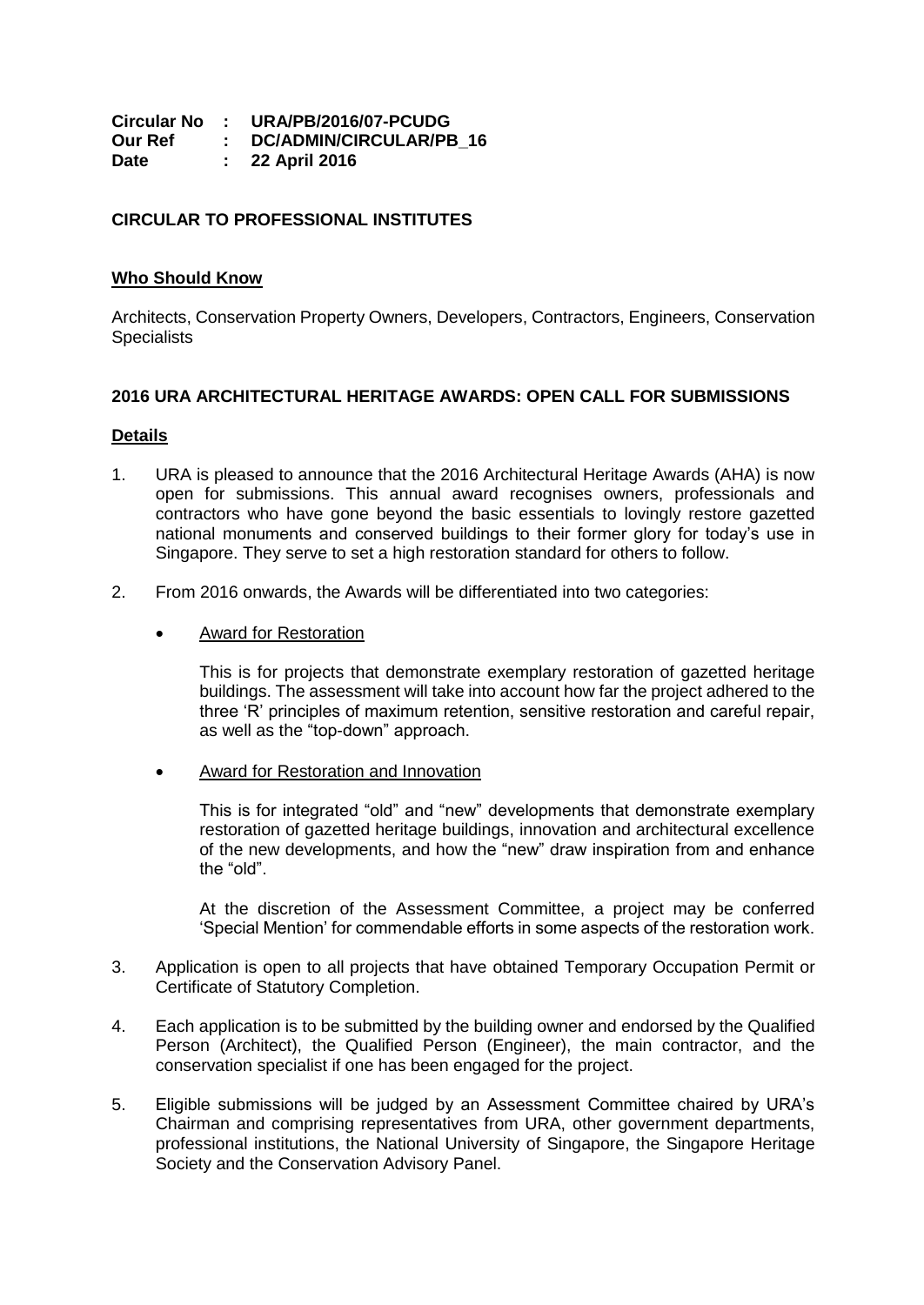**Circular No : URA/PB/2016/07-PCUDG**
**Our Ref : DC/ADMIN/CIRCULAR/PB_16**
**Date : 22 April 2016**

**CIRCULAR TO PROFESSIONAL INSTITUTES**

**Who Should Know**

Architects, Conservation Property Owners, Developers, Contractors, Engineers, Conservation Specialists

**2016 URA ARCHITECTURAL HERITAGE AWARDS: OPEN CALL FOR SUBMISSIONS**

**Details**

1. URA is pleased to announce that the 2016 Architectural Heritage Awards (AHA) is now open for submissions. This annual award recognises owners, professionals and contractors who have gone beyond the basic essentials to lovingly restore gazetted national monuments and conserved buildings to their former glory for today's use in Singapore. They serve to set a high restoration standard for others to follow.

2. From 2016 onwards, the Awards will be differentiated into two categories:

   - Award for Restoration

     This is for projects that demonstrate exemplary restoration of gazetted heritage buildings. The assessment will take into account how far the project adhered to the three 'R' principles of maximum retention, sensitive restoration and careful repair, as well as the "top-down" approach.

   - Award for Restoration and Innovation

     This is for integrated "old" and "new" developments that demonstrate exemplary restoration of gazetted heritage buildings, innovation and architectural excellence of the new developments, and how the "new" draw inspiration from and enhance the "old".

     At the discretion of the Assessment Committee, a project may be conferred 'Special Mention' for commendable efforts in some aspects of the restoration work.

3. Application is open to all projects that have obtained Temporary Occupation Permit or Certificate of Statutory Completion.

4. Each application is to be submitted by the building owner and endorsed by the Qualified Person (Architect), the Qualified Person (Engineer), the main contractor, and the conservation specialist if one has been engaged for the project.

5. Eligible submissions will be judged by an Assessment Committee chaired by URA's Chairman and comprising representatives from URA, other government departments, professional institutions, the National University of Singapore, the Singapore Heritage Society and the Conservation Advisory Panel.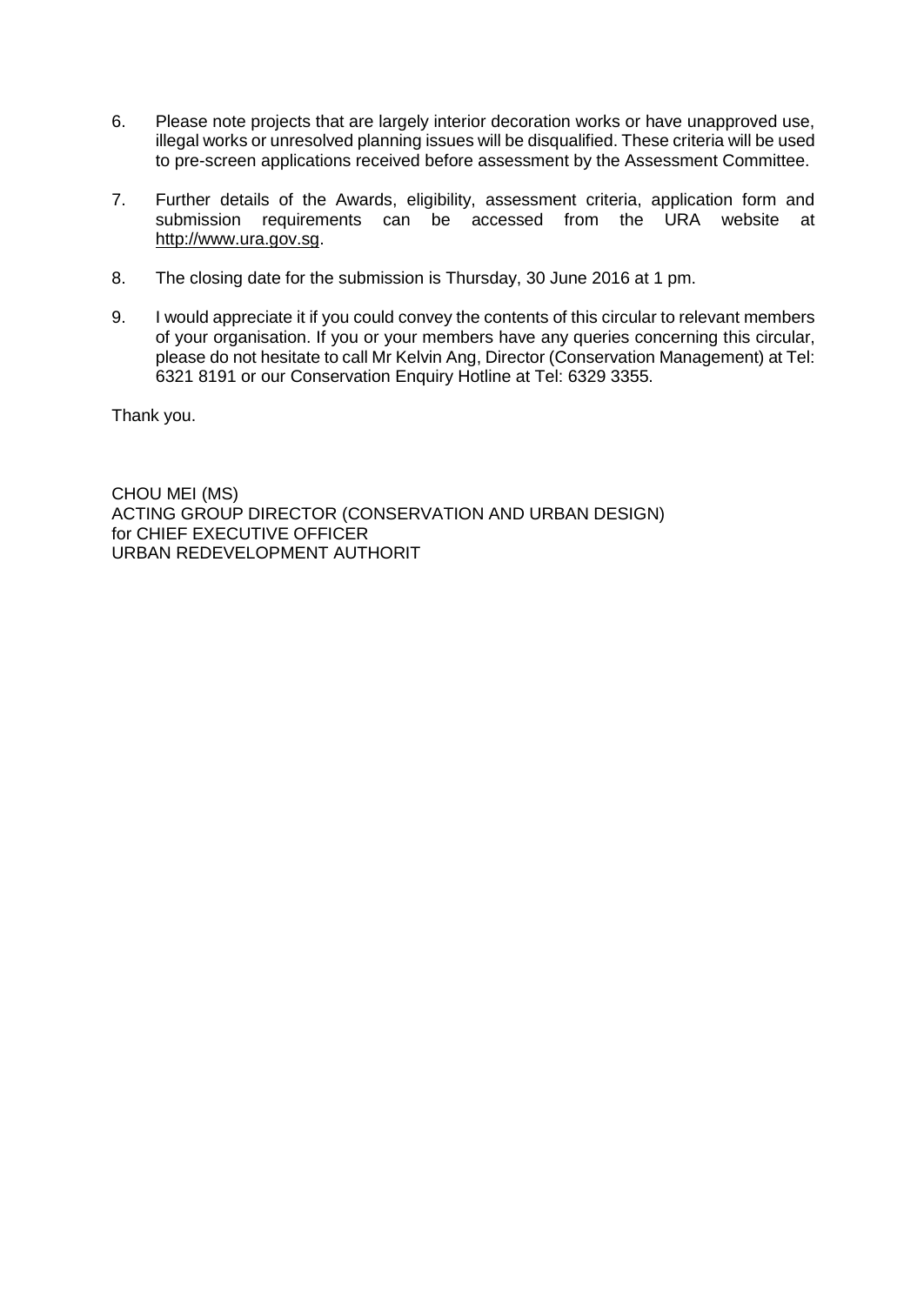6. Please note projects that are largely interior decoration works or have unapproved use, illegal works or unresolved planning issues will be disqualified. These criteria will be used to pre-screen applications received before assessment by the Assessment Committee.

7. Further details of the Awards, eligibility, assessment criteria, application form and submission requirements can be accessed from the URA website at http://www.ura.gov.sg.

8. The closing date for the submission is Thursday, 30 June 2016 at 1 pm.

9. I would appreciate it if you could convey the contents of this circular to relevant members of your organisation. If you or your members have any queries concerning this circular, please do not hesitate to call Mr Kelvin Ang, Director (Conservation Management) at Tel: 6321 8191 or our Conservation Enquiry Hotline at Tel: 6329 3355.

Thank you.

CHOU MEI (MS)
ACTING GROUP DIRECTOR (CONSERVATION AND URBAN DESIGN)
for CHIEF EXECUTIVE OFFICER
URBAN REDEVELOPMENT AUTHORIT